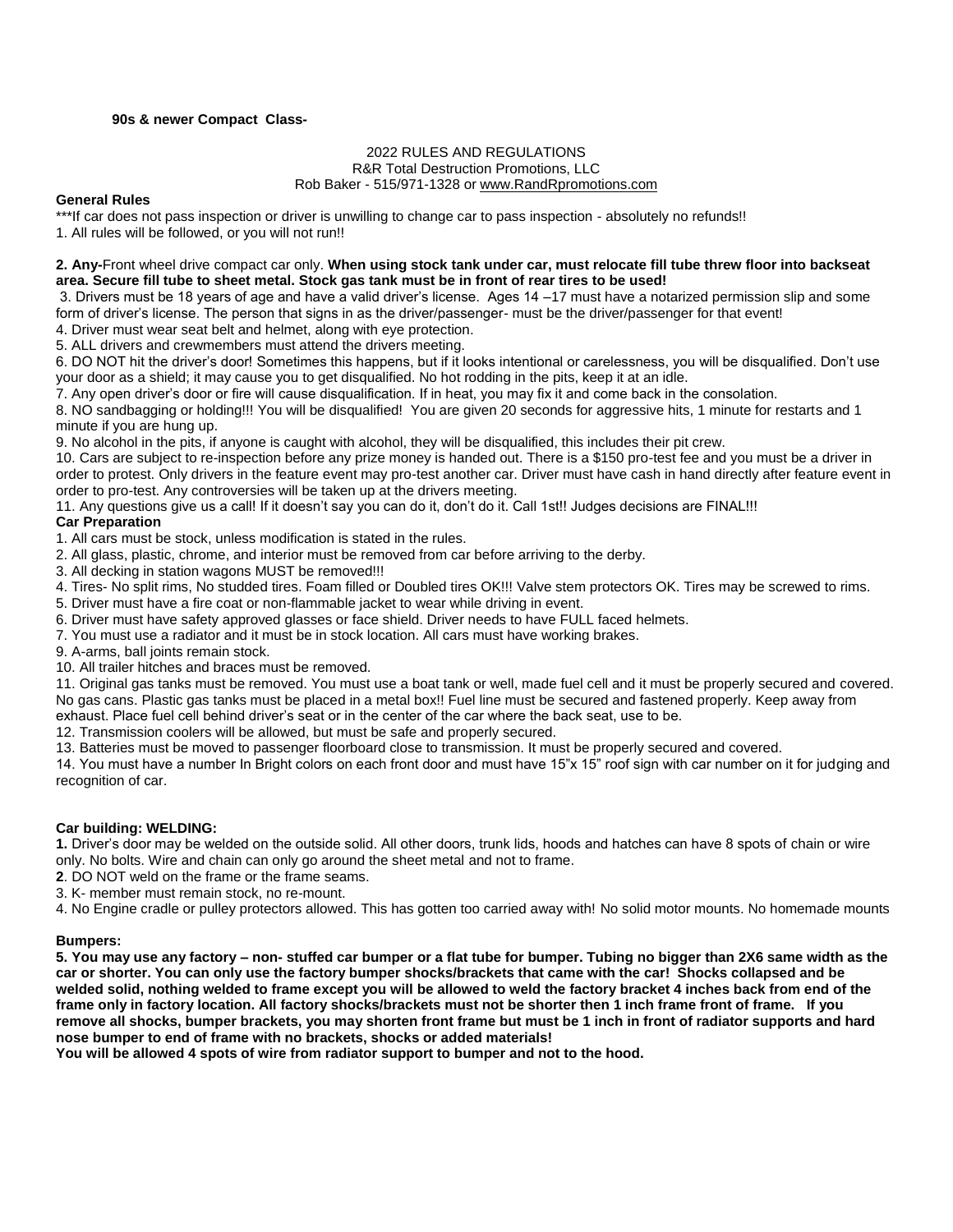**90s & newer Compact Class-**

2022 RULES AND REGULATIONS
R&R Total Destruction Promotions, LLC
Rob Baker - 515/971-1328 or www.RandRpromotions.com

**General Rules**

***If car does not pass inspection or driver is unwilling to change car to pass inspection - absolutely no refunds!!

1. All rules will be followed, or you will not run!!

2. **Any-**Front wheel drive compact car only. **When using stock tank under car, must relocate fill tube threw floor into backseat area. Secure fill tube to sheet metal. Stock gas tank must be in front of rear tires to be used!**

3. Drivers must be 18 years of age and have a valid driver's license. Ages 14 –17 must have a notarized permission slip and some form of driver's license. The person that signs in as the driver/passenger- must be the driver/passenger for that event!

4. Driver must wear seat belt and helmet, along with eye protection.

5. ALL drivers and crewmembers must attend the drivers meeting.

6. DO NOT hit the driver's door! Sometimes this happens, but if it looks intentional or carelessness, you will be disqualified. Don't use your door as a shield; it may cause you to get disqualified. No hot rodding in the pits, keep it at an idle.

7. Any open driver's door or fire will cause disqualification. If in heat, you may fix it and come back in the consolation.

8. NO sandbagging or holding!!! You will be disqualified! You are given 20 seconds for aggressive hits, 1 minute for restarts and 1 minute if you are hung up.

9. No alcohol in the pits, if anyone is caught with alcohol, they will be disqualified, this includes their pit crew.

10. Cars are subject to re-inspection before any prize money is handed out. There is a $150 pro-test fee and you must be a driver in order to protest. Only drivers in the feature event may pro-test another car. Driver must have cash in hand directly after feature event in order to pro-test. Any controversies will be taken up at the drivers meeting.

11. Any questions give us a call! If it doesn't say you can do it, don't do it. Call 1st!! Judges decisions are FINAL!!!

**Car Preparation**

1. All cars must be stock, unless modification is stated in the rules.

2. All glass, plastic, chrome, and interior must be removed from car before arriving to the derby.

3. All decking in station wagons MUST be removed!!!

4. Tires- No split rims, No studded tires. Foam filled or Doubled tires OK!!! Valve stem protectors OK. Tires may be screwed to rims.

5. Driver must have a fire coat or non-flammable jacket to wear while driving in event.

6. Driver must have safety approved glasses or face shield. Driver needs to have FULL faced helmets.

7. You must use a radiator and it must be in stock location. All cars must have working brakes.

9. A-arms, ball joints remain stock.

10. All trailer hitches and braces must be removed.

11. Original gas tanks must be removed. You must use a boat tank or well, made fuel cell and it must be properly secured and covered. No gas cans. Plastic gas tanks must be placed in a metal box!! Fuel line must be secured and fastened properly. Keep away from exhaust. Place fuel cell behind driver's seat or in the center of the car where the back seat, use to be.

12. Transmission coolers will be allowed, but must be safe and properly secured.

13. Batteries must be moved to passenger floorboard close to transmission. It must be properly secured and covered.

14. You must have a number In Bright colors on each front door and must have 15"x 15" roof sign with car number on it for judging and recognition of car.

**Car building: WELDING:**

**1.** Driver's door may be welded on the outside solid. All other doors, trunk lids, hoods and hatches can have 8 spots of chain or wire only. No bolts. Wire and chain can only go around the sheet metal and not to frame.

**2**. DO NOT weld on the frame or the frame seams.

3. K- member must remain stock, no re-mount.

4. No Engine cradle or pulley protectors allowed. This has gotten too carried away with! No solid motor mounts. No homemade mounts

**Bumpers:**

**5. You may use any factory – non- stuffed car bumper or a flat tube for bumper. Tubing no bigger than 2X6 same width as the car or shorter. You can only use the factory bumper shocks/brackets that came with the car! Shocks collapsed and be welded solid, nothing welded to frame except you will be allowed to weld the factory bracket 4 inches back from end of the frame only in factory location. All factory shocks/brackets must not be shorter then 1 inch frame front of frame. If you remove all shocks, bumper brackets, you may shorten front frame but must be 1 inch in front of radiator supports and hard nose bumper to end of frame with no brackets, shocks or added materials!**

**You will be allowed 4 spots of wire from radiator support to bumper and not to the hood.**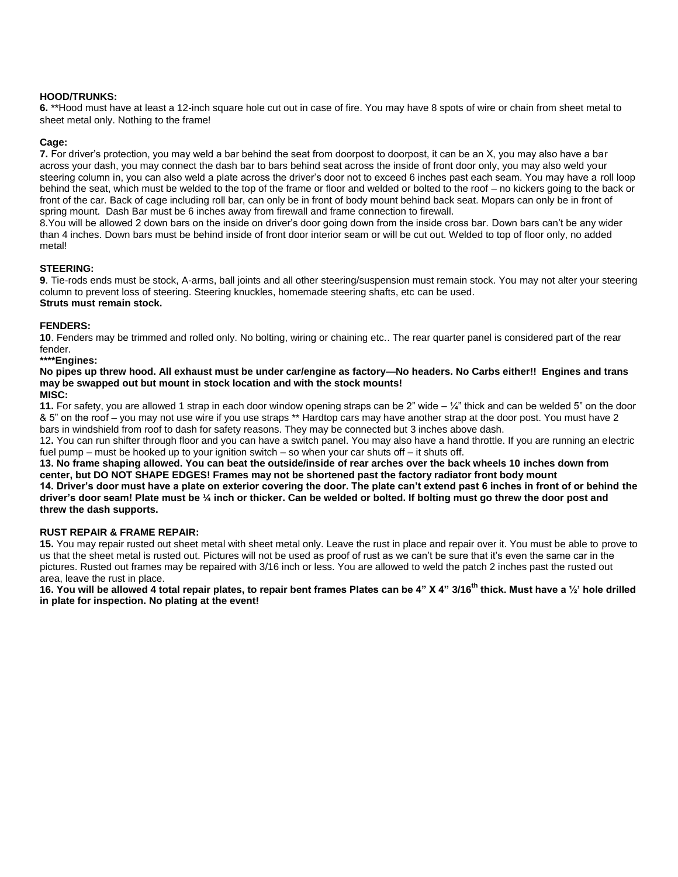**HOOD/TRUNKS:**

**6.** **Hood must have at least a 12-inch square hole cut out in case of fire. You may have 8 spots of wire or chain from sheet metal to sheet metal only. Nothing to the frame!

**Cage:**

**7.** For driver's protection, you may weld a bar behind the seat from doorpost to doorpost, it can be an X, you may also have a bar across your dash, you may connect the dash bar to bars behind seat across the inside of front door only, you may also weld your steering column in, you can also weld a plate across the driver's door not to exceed 6 inches past each seam. You may have a roll loop behind the seat, which must be welded to the top of the frame or floor and welded or bolted to the roof – no kickers going to the back or front of the car. Back of cage including roll bar, can only be in front of body mount behind back seat. Mopars can only be in front of spring mount. Dash Bar must be 6 inches away from firewall and frame connection to firewall.

8.You will be allowed 2 down bars on the inside on driver's door going down from the inside cross bar. Down bars can't be any wider than 4 inches. Down bars must be behind inside of front door interior seam or will be cut out. Welded to top of floor only, no added metal!

**STEERING:**

**9**. Tie-rods ends must be stock, A-arms, ball joints and all other steering/suspension must remain stock. You may not alter your steering column to prevent loss of steering. Steering knuckles, homemade steering shafts, etc can be used.
**Struts must remain stock.**

**FENDERS:**

**10**. Fenders may be trimmed and rolled only. No bolting, wiring or chaining etc.. The rear quarter panel is considered part of the rear fender.

**\*\*\*\*Engines:**

**No pipes up threw hood. All exhaust must be under car/engine as factory—No headers. No Carbs either!! Engines and trans may be swapped out but mount in stock location and with the stock mounts!**

**MISC:**

**11.** For safety, you are allowed 1 strap in each door window opening straps can be 2" wide – ¼" thick and can be welded 5" on the door & 5" on the roof – you may not use wire if you use straps ** Hardtop cars may have another strap at the door post. You must have 2 bars in windshield from roof to dash for safety reasons. They may be connected but 3 inches above dash.

12**.** You can run shifter through floor and you can have a switch panel. You may also have a hand throttle. If you are running an electric fuel pump – must be hooked up to your ignition switch – so when your car shuts off – it shuts off.

**13. No frame shaping allowed. You can beat the outside/inside of rear arches over the back wheels 10 inches down from center, but DO NOT SHAPE EDGES! Frames may not be shortened past the factory radiator front body mount**

**14. Driver's door must have a plate on exterior covering the door. The plate can't extend past 6 inches in front of or behind the driver's door seam! Plate must be ¼ inch or thicker. Can be welded or bolted. If bolting must go threw the door post and threw the dash supports.**

**RUST REPAIR & FRAME REPAIR:**

**15.** You may repair rusted out sheet metal with sheet metal only. Leave the rust in place and repair over it. You must be able to prove to us that the sheet metal is rusted out. Pictures will not be used as proof of rust as we can't be sure that it's even the same car in the pictures. Rusted out frames may be repaired with 3/16 inch or less. You are allowed to weld the patch 2 inches past the rusted out area, leave the rust in place.

**16. You will be allowed 4 total repair plates, to repair bent frames Plates can be 4" X 4" 3/16th thick. Must have a ½' hole drilled in plate for inspection. No plating at the event!**